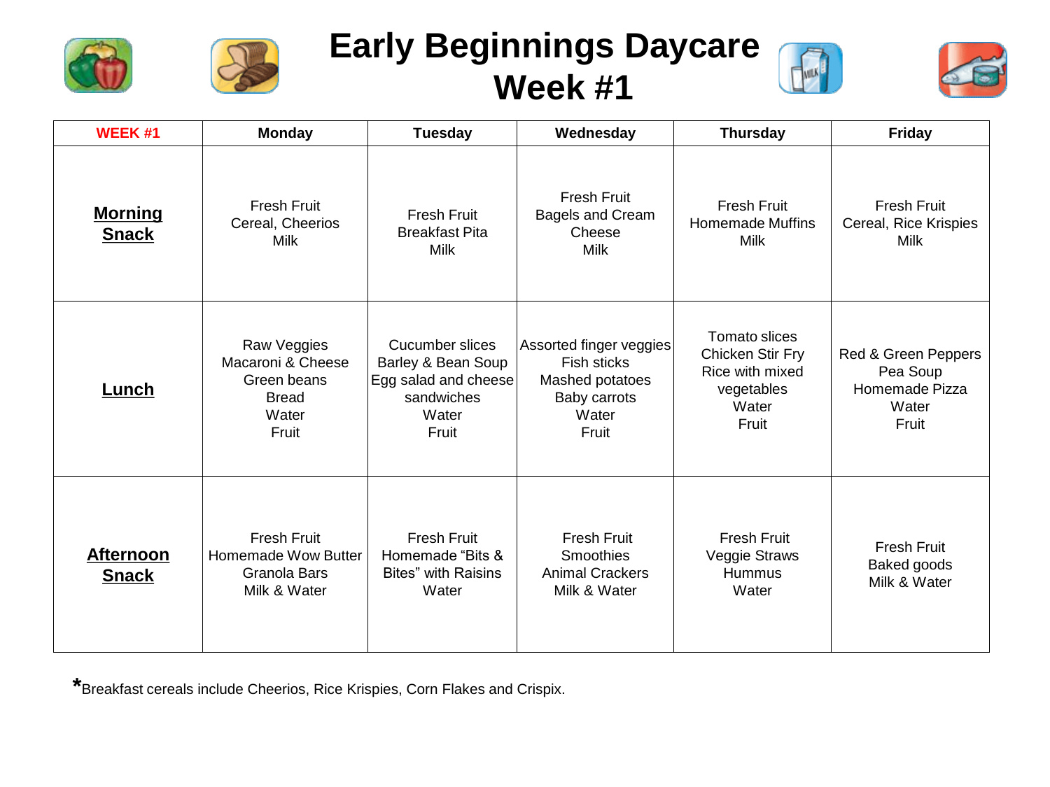# Early Beginnings Daycare
# Week #1

| WEEK #1 | Monday | Tuesday | Wednesday | Thursday | Friday |
|---|---|---|---|---|---|
| **Morning Snack** | Fresh Fruit<br>Cereal, Cheerios<br>Milk | Fresh Fruit<br>Breakfast Pita<br>Milk | Fresh Fruit<br>Bagels and Cream Cheese<br>Milk | Fresh Fruit<br>Homemade Muffins<br>Milk | Fresh Fruit<br>Cereal, Rice Krispies<br>Milk |
| **Lunch** | Raw Veggies<br>Macaroni & Cheese<br>Green beans<br>Bread<br>Water<br>Fruit | Cucumber slices<br>Barley & Bean Soup<br>Egg salad and cheese sandwiches<br>Water<br>Fruit | Assorted finger veggies<br>Fish sticks<br>Mashed potatoes<br>Baby carrots<br>Water<br>Fruit | Tomato slices<br>Chicken Stir Fry<br>Rice with mixed vegetables<br>Water<br>Fruit | Red & Green Peppers<br>Pea Soup<br>Homemade Pizza<br>Water<br>Fruit |
| **Afternoon Snack** | Fresh Fruit<br>Homemade Wow Butter Granola Bars<br>Milk & Water | Fresh Fruit<br>Homemade "Bits & Bites" with Raisins<br>Water | Fresh Fruit<br>Smoothies<br>Animal Crackers<br>Milk & Water | Fresh Fruit<br>Veggie Straws<br>Hummus<br>Water | Fresh Fruit<br>Baked goods<br>Milk & Water |

*Breakfast cereals include Cheerios, Rice Krispies, Corn Flakes and Crispix.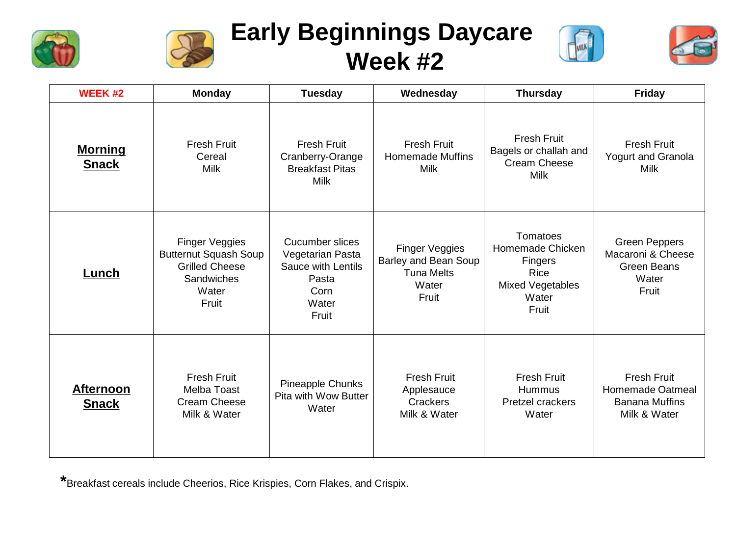# Early Beginnings Daycare Week #2

| WEEK #2 | Monday | Tuesday | Wednesday | Thursday | Friday |
|---|---|---|---|---|---|
| **Morning Snack** | Fresh Fruit<br>Cereal<br>Milk | Fresh Fruit<br>Cranberry-Orange Breakfast Pitas<br>Milk | Fresh Fruit<br>Homemade Muffins<br>Milk | Fresh Fruit<br>Bagels or challah and Cream Cheese<br>Milk | Fresh Fruit<br>Yogurt and Granola<br>Milk |
| **Lunch** | Finger Veggies<br>Butternut Squash Soup<br>Grilled Cheese Sandwiches<br>Water<br>Fruit | Cucumber slices<br>Vegetarian Pasta Sauce with Lentils<br>Pasta<br>Corn<br>Water<br>Fruit | Finger Veggies<br>Barley and Bean Soup<br>Tuna Melts<br>Water<br>Fruit | Tomatoes<br>Homemade Chicken Fingers<br>Rice<br>Mixed Vegetables<br>Water<br>Fruit | Green Peppers<br>Macaroni & Cheese<br>Green Beans<br>Water<br>Fruit |
| **Afternoon Snack** | Fresh Fruit<br>Melba Toast<br>Cream Cheese<br>Milk & Water | Pineapple Chunks<br>Pita with Wow Butter<br>Water | Fresh Fruit<br>Applesauce<br>Crackers<br>Milk & Water | Fresh Fruit<br>Hummus<br>Pretzel crackers<br>Water | Fresh Fruit<br>Homemade Oatmeal Banana Muffins<br>Milk & Water |

*Breakfast cereals include Cheerios, Rice Krispies, Corn Flakes, and Crispix.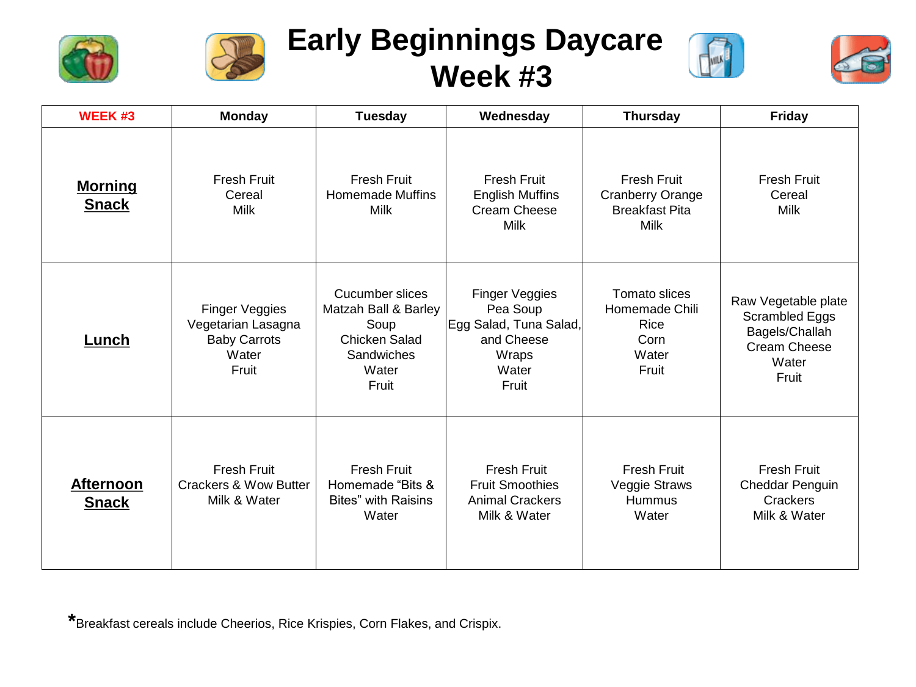# Early Beginnings Daycare Week #3

| WEEK #3 | Monday | Tuesday | Wednesday | Thursday | Friday |
|---|---|---|---|---|---|
| **Morning Snack** | Fresh Fruit<br>Cereal<br>Milk | Fresh Fruit<br>Homemade Muffins<br>Milk | Fresh Fruit<br>English Muffins<br>Cream Cheese<br>Milk | Fresh Fruit<br>Cranberry Orange Breakfast Pita<br>Milk | Fresh Fruit<br>Cereal<br>Milk |
| **Lunch** | Finger Veggies<br>Vegetarian Lasagna<br>Baby Carrots<br>Water<br>Fruit | Cucumber slices<br>Matzah Ball & Barley Soup<br>Chicken Salad Sandwiches<br>Water<br>Fruit | Finger Veggies<br>Pea Soup<br>Egg Salad, Tuna Salad, and Cheese Wraps<br>Water<br>Fruit | Tomato slices<br>Homemade Chili<br>Rice<br>Corn<br>Water<br>Fruit | Raw Vegetable plate<br>Scrambled Eggs<br>Bagels/Challah<br>Cream Cheese<br>Water<br>Fruit |
| **Afternoon Snack** | Fresh Fruit<br>Crackers & Wow Butter<br>Milk & Water | Fresh Fruit<br>Homemade "Bits & Bites" with Raisins<br>Water | Fresh Fruit<br>Fruit Smoothies<br>Animal Crackers<br>Milk & Water | Fresh Fruit<br>Veggie Straws<br>Hummus<br>Water | Fresh Fruit<br>Cheddar Penguin Crackers<br>Milk & Water |

*Breakfast cereals include Cheerios, Rice Krispies, Corn Flakes, and Crispix.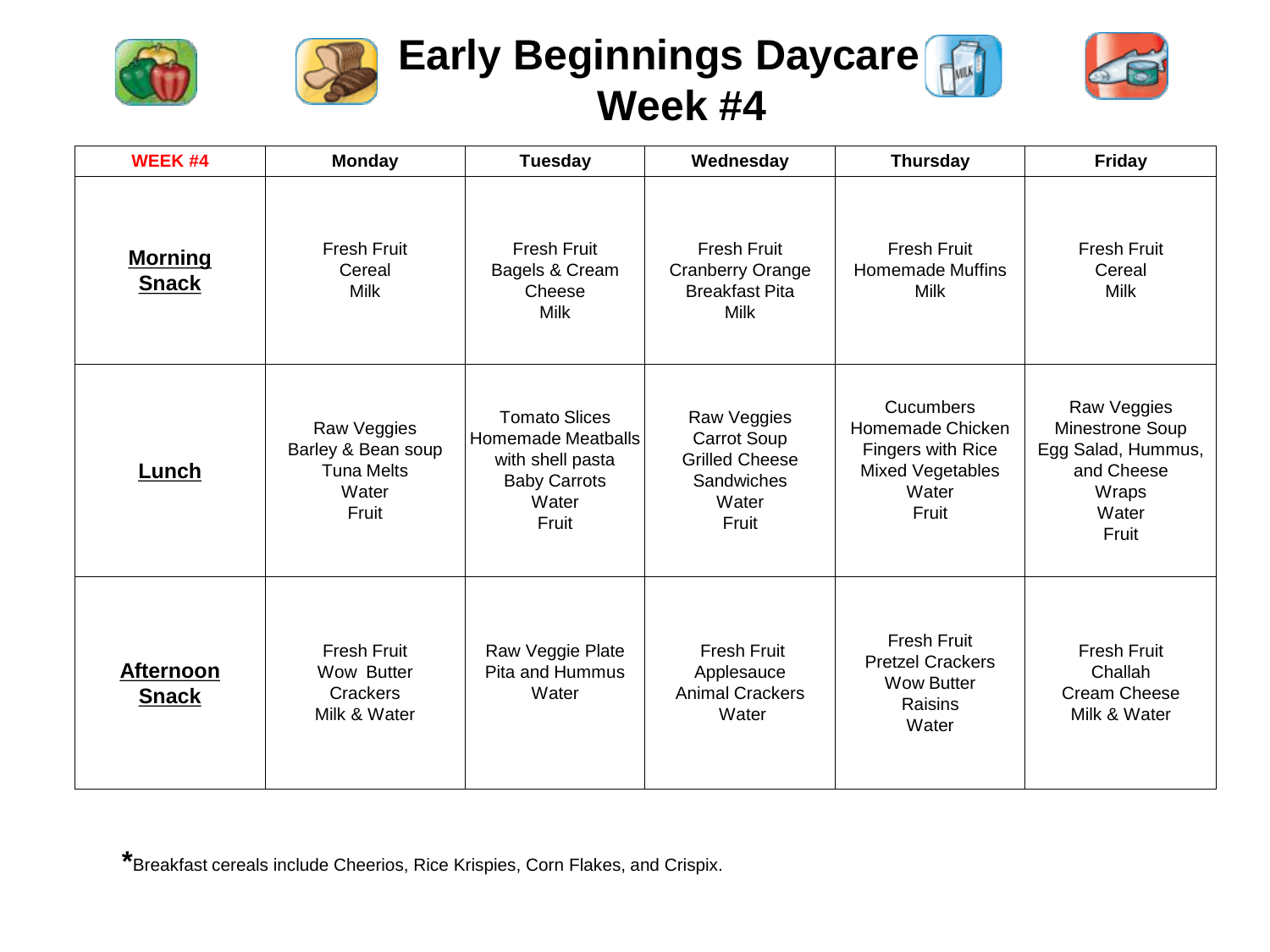# Early Beginnings Daycare
# Week #4

| WEEK #4 | Monday | Tuesday | Wednesday | Thursday | Friday |
|---|---|---|---|---|---|
| **Morning Snack** | Fresh Fruit<br>Cereal<br>Milk | Fresh Fruit<br>Bagels & Cream Cheese<br>Milk | Fresh Fruit<br>Cranberry Orange Breakfast Pita<br>Milk | Fresh Fruit<br>Homemade Muffins<br>Milk | Fresh Fruit<br>Cereal<br>Milk |
| **Lunch** | Raw Veggies<br>Barley & Bean soup<br>Tuna Melts<br>Water<br>Fruit | Tomato Slices<br>Homemade Meatballs with shell pasta<br>Baby Carrots<br>Water<br>Fruit | Raw Veggies<br>Carrot Soup<br>Grilled Cheese Sandwiches<br>Water<br>Fruit | Cucumbers<br>Homemade Chicken Fingers with Rice<br>Mixed Vegetables<br>Water<br>Fruit | Raw Veggies<br>Minestrone Soup<br>Egg Salad, Hummus, and Cheese Wraps<br>Water<br>Fruit |
| **Afternoon Snack** | Fresh Fruit<br>Wow Butter Crackers<br>Milk & Water | Raw Veggie Plate<br>Pita and Hummus<br>Water | Fresh Fruit<br>Applesauce<br>Animal Crackers<br>Water | Fresh Fruit<br>Pretzel Crackers<br>Wow Butter<br>Raisins<br>Water | Fresh Fruit<br>Challah<br>Cream Cheese<br>Milk & Water |

*Breakfast cereals include Cheerios, Rice Krispies, Corn Flakes, and Crispix.